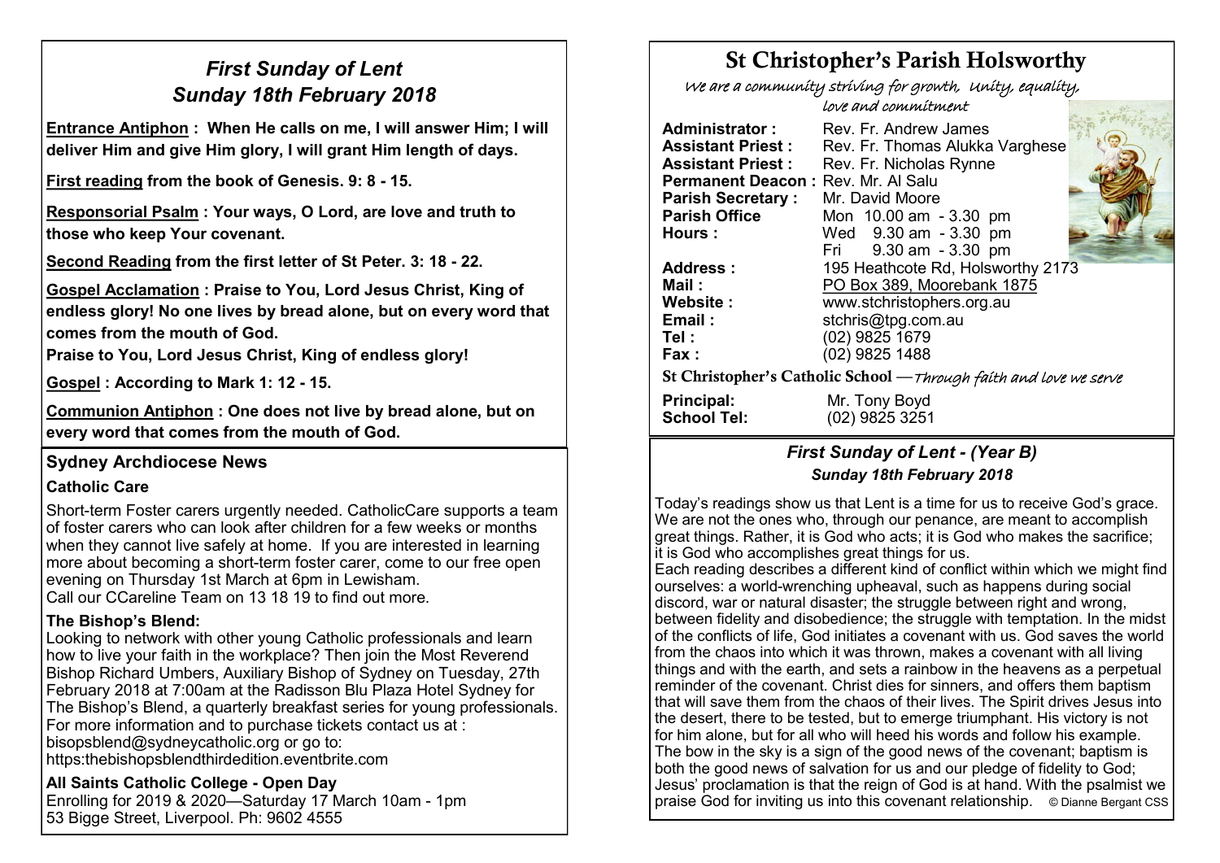# *First Sunday of Lent*
# *Sunday 18th February 2018*

**<u>Entrance Antiphon</u> : When He calls on me, I will answer Him; I will deliver Him and give Him glory, I will grant Him length of days.**

**<u>First reading</u> from the book of Genesis. 9: 8 - 15.**

**<u>Responsorial Psalm</u> : Your ways, O Lord, are love and truth to those who keep Your covenant.**

**<u>Second Reading</u> from the first letter of St Peter. 3: 18 - 22.**

**<u>Gospel Acclamation</u> : Praise to You, Lord Jesus Christ, King of endless glory! No one lives by bread alone, but on every word that comes from the mouth of God.**

**Praise to You, Lord Jesus Christ, King of endless glory!**

**<u>Gospel</u> : According to Mark 1: 12 - 15.**

**<u>Communion Antiphon</u> : One does not live by bread alone, but on every word that comes from the mouth of God.**

## Sydney Archdiocese News

### Catholic Care

Short-term Foster carers urgently needed. CatholicCare supports a team of foster carers who can look after children for a few weeks or months when they cannot live safely at home. If you are interested in learning more about becoming a short-term foster carer, come to our free open evening on Thursday 1st March at 6pm in Lewisham.
Call our CCareline Team on 13 18 19 to find out more.

### The Bishop's Blend:

Looking to network with other young Catholic professionals and learn how to live your faith in the workplace? Then join the Most Reverend Bishop Richard Umbers, Auxiliary Bishop of Sydney on Tuesday, 27th February 2018 at 7:00am at the Radisson Blu Plaza Hotel Sydney for The Bishop's Blend, a quarterly breakfast series for young professionals. For more information and to purchase tickets contact us at :
bisopsblend@sydneycatholic.org or go to:
https:thebishopsblendthirdedition.eventbrite.com

### All Saints Catholic College - Open Day

Enrolling for 2019 & 2020—Saturday 17 March 10am - 1pm
53 Bigge Street, Liverpool. Ph: 9602 4555

# St Christopher's Parish Holsworthy

*We are a community striving for growth, Unity, equality, love and commitment*

**Administrator :** Rev. Fr. Andrew James
**Assistant Priest :** Rev. Fr. Thomas Alukka Varghese
**Assistant Priest :** Rev. Fr. Nicholas Rynne
**Permanent Deacon :** Rev. Mr. Al Salu
**Parish Secretary :** Mr. David Moore
**Parish Office Hours :** Mon 10.00 am - 3.30 pm
Wed 9.30 am - 3.30 pm
Fri 9.30 am - 3.30 pm
**Address :** 195 Heathcote Rd, Holsworthy 2173
**Mail :** <u>PO Box 389, Moorebank 1875</u>
**Website :** www.stchristophers.org.au
**Email :** stchris@tpg.com.au
**Tel :** (02) 9825 1679
**Fax :** (02) 9825 1488

**St Christopher's Catholic School** —*Through faith and love we serve*

**Principal:** Mr. Tony Boyd
**School Tel:** (02) 9825 3251

## *First Sunday of Lent - (Year B)*
### *Sunday 18th February 2018*

Today's readings show us that Lent is a time for us to receive God's grace. We are not the ones who, through our penance, are meant to accomplish great things. Rather, it is God who acts; it is God who makes the sacrifice; it is God who accomplishes great things for us.
Each reading describes a different kind of conflict within which we might find ourselves: a world-wrenching upheaval, such as happens during social discord, war or natural disaster; the struggle between right and wrong, between fidelity and disobedience; the struggle with temptation. In the midst of the conflicts of life, God initiates a covenant with us. God saves the world from the chaos into which it was thrown, makes a covenant with all living things and with the earth, and sets a rainbow in the heavens as a perpetual reminder of the covenant. Christ dies for sinners, and offers them baptism that will save them from the chaos of their lives. The Spirit drives Jesus into the desert, there to be tested, but to emerge triumphant. His victory is not for him alone, but for all who will heed his words and follow his example. The bow in the sky is a sign of the good news of the covenant; baptism is both the good news of salvation for us and our pledge of fidelity to God; Jesus' proclamation is that the reign of God is at hand. With the psalmist we praise God for inviting us into this covenant relationship. © Dianne Bergant CSS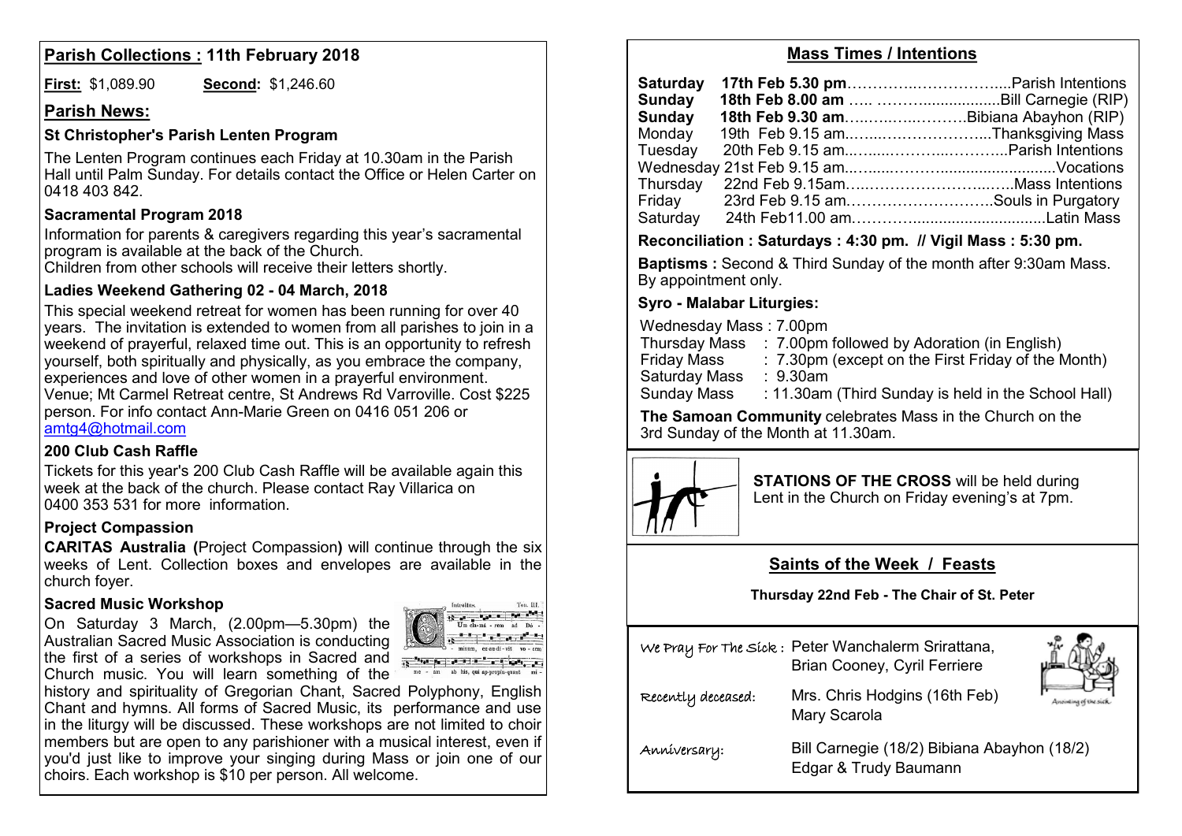## Parish Collections : 11th February 2018

**First:** $1,089.90 **Second:** $1,246.60

## Parish News:

### St Christopher's Parish Lenten Program

The Lenten Program continues each Friday at 10.30am in the Parish Hall until Palm Sunday. For details contact the Office or Helen Carter on 0418 403 842.

### Sacramental Program 2018

Information for parents & caregivers regarding this year's sacramental program is available at the back of the Church.
Children from other schools will receive their letters shortly.

### Ladies Weekend Gathering 02 - 04 March, 2018

This special weekend retreat for women has been running for over 40 years. The invitation is extended to women from all parishes to join in a weekend of prayerful, relaxed time out. This is an opportunity to refresh yourself, both spiritually and physically, as you embrace the company, experiences and love of other women in a prayerful environment. Venue; Mt Carmel Retreat centre, St Andrews Rd Varroville. Cost $225 person. For info contact Ann-Marie Green on 0416 051 206 or amtg4@hotmail.com

### 200 Club Cash Raffle

Tickets for this year's 200 Club Cash Raffle will be available again this week at the back of the church. Please contact Ray Villarica on 0400 353 531 for more information.

### Project Compassion

**CARITAS Australia (**Project Compassion**)** will continue through the six weeks of Lent. Collection boxes and envelopes are available in the church foyer.

### Sacred Music Workshop

On Saturday 3 March, (2.00pm—5.30pm) the Australian Sacred Music Association is conducting the first of a series of workshops in Sacred and Church music. You will learn something of the history and spirituality of Gregorian Chant, Sacred Polyphony, English Chant and hymns. All forms of Sacred Music, its performance and use in the liturgy will be discussed. These workshops are not limited to choir members but are open to any parishioner with a musical interest, even if you'd just like to improve your singing during Mass or join one of our choirs. Each workshop is $10 per person. All welcome.

## Mass Times / Intentions

| | | |
|---|---|---|
| **Saturday** | **17th Feb 5.30 pm** | Parish Intentions |
| **Sunday** | **18th Feb 8.00 am** | Bill Carnegie (RIP) |
| **Sunday** | **18th Feb 9.30 am** | Bibiana Abayhon (RIP) |
| Monday | 19th Feb 9.15 am | Thanksgiving Mass |
| Tuesday | 20th Feb 9.15 am | Parish Intentions |
| Wednesday | 21st Feb 9.15 am | Vocations |
| Thursday | 22nd Feb 9.15am | Mass Intentions |
| Friday | 23rd Feb 9.15 am | Souls in Purgatory |
| Saturday | 24th Feb11.00 am | Latin Mass |

**Reconciliation : Saturdays : 4:30 pm. // Vigil Mass : 5:30 pm.**

**Baptisms :** Second & Third Sunday of the month after 9:30am Mass. By appointment only.

### Syro - Malabar Liturgies:

Wednesday Mass : 7.00pm
Thursday Mass : 7.00pm followed by Adoration (in English)
Friday Mass : 7.30pm (except on the First Friday of the Month)
Saturday Mass : 9.30am
Sunday Mass : 11.30am (Third Sunday is held in the School Hall)

**The Samoan Community** celebrates Mass in the Church on the 3rd Sunday of the Month at 11.30am.

**STATIONS OF THE CROSS** will be held during Lent in the Church on Friday evening's at 7pm.

## Saints of the Week / Feasts

**Thursday 22nd Feb - The Chair of St. Peter**

We Pray For The Sick : Peter Wanchalerm Srirattana, Brian Cooney, Cyril Ferriere

Recently deceased: Mrs. Chris Hodgins (16th Feb) Mary Scarola

Anniversary: Bill Carnegie (18/2) Bibiana Abayhon (18/2) Edgar & Trudy Baumann